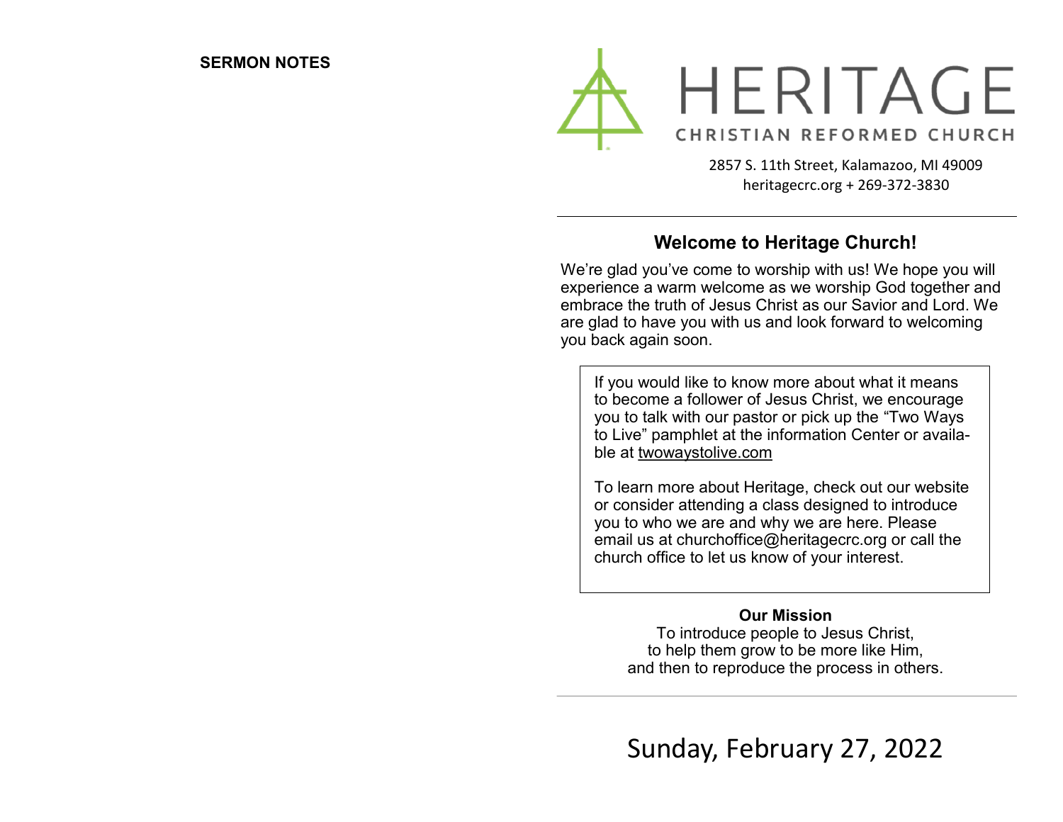**SERMON NOTES**

# HERITAGE

CHRISTIAN REFORMED CHURCH

2857 S. 11th Street, Kalamazoo, MI 49009
heritagecrc.org + 269-372-3830

## Welcome to Heritage Church!

We're glad you've come to worship with us! We hope you will experience a warm welcome as we worship God together and embrace the truth of Jesus Christ as our Savior and Lord. We are glad to have you with us and look forward to welcoming you back again soon.

If you would like to know more about what it means to become a follower of Jesus Christ, we encourage you to talk with our pastor or pick up the "Two Ways to Live" pamphlet at the information Center or available at twowaystolive.com

To learn more about Heritage, check out our website or consider attending a class designed to introduce you to who we are and why we are here. Please email us at churchoffice@heritagecrc.org or call the church office to let us know of your interest.

**Our Mission**

To introduce people to Jesus Christ,
to help them grow to be more like Him,
and then to reproduce the process in others.

Sunday, February 27, 2022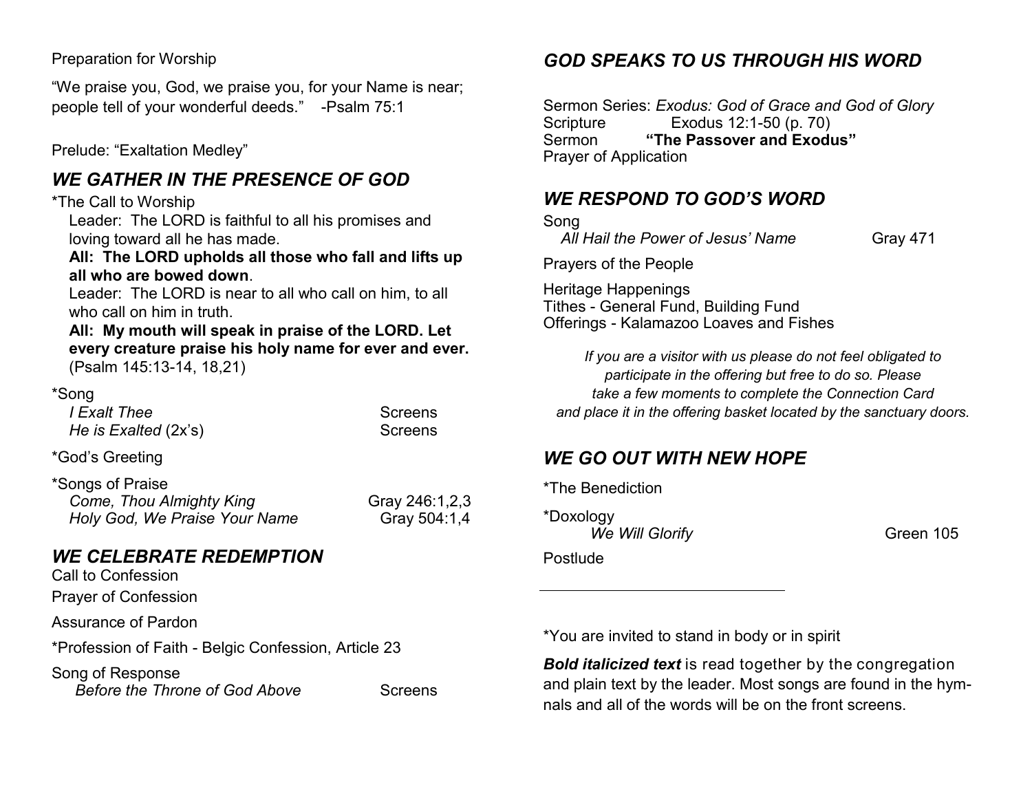Preparation for Worship

"We praise you, God, we praise you, for your Name is near; people tell of your wonderful deeds." -Psalm 75:1

Prelude: "Exaltation Medley"

## *WE GATHER IN THE PRESENCE OF GOD*

*The Call to Worship

Leader: The LORD is faithful to all his promises and loving toward all he has made.

**All: The LORD upholds all those who fall and lifts up all who are bowed down**.

Leader: The LORD is near to all who call on him, to all who call on him in truth.

**All: My mouth will speak in praise of the LORD. Let every creature praise his holy name for ever and ever.**
(Psalm 145:13-14, 18,21)

*Song
*I Exalt Thee* — Screens
*He is Exalted* (2x's) — Screens

*God's Greeting

*Songs of Praise
*Come, Thou Almighty King* — Gray 246:1,2,3
*Holy God, We Praise Your Name* — Gray 504:1,4

## *WE CELEBRATE REDEMPTION*

Call to Confession

Prayer of Confession

Assurance of Pardon

*Profession of Faith - Belgic Confession, Article 23

Song of Response
*Before the Throne of God Above* — Screens

## *GOD SPEAKS TO US THROUGH HIS WORD*

Sermon Series: *Exodus: God of Grace and God of Glory*
Scripture Exodus 12:1-50 (p. 70)
Sermon **"The Passover and Exodus"**
Prayer of Application

## *WE RESPOND TO GOD'S WORD*

Song
*All Hail the Power of Jesus' Name* — Gray 471

Prayers of the People

Heritage Happenings
Tithes - General Fund, Building Fund
Offerings - Kalamazoo Loaves and Fishes

*If you are a visitor with us please do not feel obligated to participate in the offering but free to do so. Please take a few moments to complete the Connection Card and place it in the offering basket located by the sanctuary doors.*

## *WE GO OUT WITH NEW HOPE*

*The Benediction

*Doxology
*We Will Glorify* — Green 105

Postlude

---

*You are invited to stand in body or in spirit

***Bold italicized text*** is read together by the congregation and plain text by the leader. Most songs are found in the hymnals and all of the words will be on the front screens.